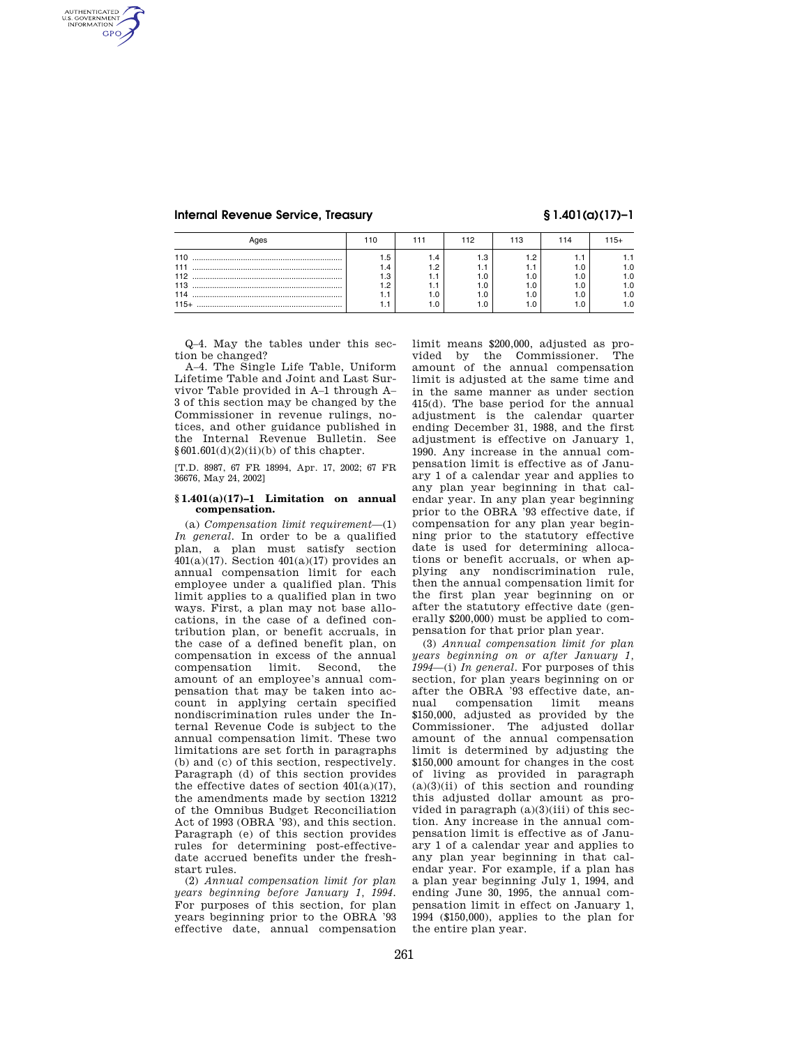| Ages | 110 | 111 | 112 | 113 | 114 | 115+ |
|---|---|---|---|---|---|---|
| 110 | 1.5 | 1.4 | 1.3 | 1.2 | 1.1 | 1.1 |
| 111 | 1.4 | 1.2 | 1.1 | 1.1 | 1.0 | 1.0 |
| 112 | 1.3 | 1.1 | 1.0 | 1.0 | 1.0 | 1.0 |
| 113 | 1.2 | 1.1 | 1.0 | 1.0 | 1.0 | 1.0 |
| 114 | 1.1 | 1.0 | 1.0 | 1.0 | 1.0 | 1.0 |
| 115+ | 1.1 | 1.0 | 1.0 | 1.0 | 1.0 | 1.0 |

Q–4. May the tables under this section be changed?

A–4. The Single Life Table, Uniform Lifetime Table and Joint and Last Survivor Table provided in A–1 through A–3 of this section may be changed by the Commissioner in revenue rulings, notices, and other guidance published in the Internal Revenue Bulletin. See §601.601(d)(2)(ii)(b) of this chapter.

[T.D. 8987, 67 FR 18994, Apr. 17, 2002; 67 FR 36676, May 24, 2002]

## §1.401(a)(17)–1 Limitation on annual compensation.

(a) *Compensation limit requirement*—(1) *In general.* In order to be a qualified plan, a plan must satisfy section 401(a)(17). Section 401(a)(17) provides an annual compensation limit for each employee under a qualified plan. This limit applies to a qualified plan in two ways. First, a plan may not base allocations, in the case of a defined contribution plan, or benefit accruals, in the case of a defined benefit plan, on compensation in excess of the annual compensation limit. Second, the amount of an employee's annual compensation that may be taken into account in applying certain specified nondiscrimination rules under the Internal Revenue Code is subject to the annual compensation limit. These two limitations are set forth in paragraphs (b) and (c) of this section, respectively. Paragraph (d) of this section provides the effective dates of section 401(a)(17), the amendments made by section 13212 of the Omnibus Budget Reconciliation Act of 1993 (OBRA '93), and this section. Paragraph (e) of this section provides rules for determining post-effective-date accrued benefits under the fresh-start rules.

(2) *Annual compensation limit for plan years beginning before January 1, 1994.* For purposes of this section, for plan years beginning prior to the OBRA '93 effective date, annual compensation limit means $200,000, adjusted as provided by the Commissioner. The amount of the annual compensation limit is adjusted at the same time and in the same manner as under section 415(d). The base period for the annual adjustment is the calendar quarter ending December 31, 1988, and the first adjustment is effective on January 1, 1990. Any increase in the annual compensation limit is effective as of January 1 of a calendar year and applies to any plan year beginning in that calendar year. In any plan year beginning prior to the OBRA '93 effective date, if compensation for any plan year beginning prior to the statutory effective date is used for determining allocations or benefit accruals, or when applying any nondiscrimination rule, then the annual compensation limit for the first plan year beginning on or after the statutory effective date (generally $200,000) must be applied to compensation for that prior plan year.

(3) *Annual compensation limit for plan years beginning on or after January 1, 1994*—(i) *In general.* For purposes of this section, for plan years beginning on or after the OBRA '93 effective date, annual compensation limit means $150,000, adjusted as provided by the Commissioner. The adjusted dollar amount of the annual compensation limit is determined by adjusting the $150,000 amount for changes in the cost of living as provided in paragraph (a)(3)(ii) of this section and rounding this adjusted dollar amount as provided in paragraph (a)(3)(iii) of this section. Any increase in the annual compensation limit is effective as of January 1 of a calendar year and applies to any plan year beginning in that calendar year. For example, if a plan has a plan year beginning July 1, 1994, and ending June 30, 1995, the annual compensation limit in effect on January 1, 1994 ($150,000), applies to the plan for the entire plan year.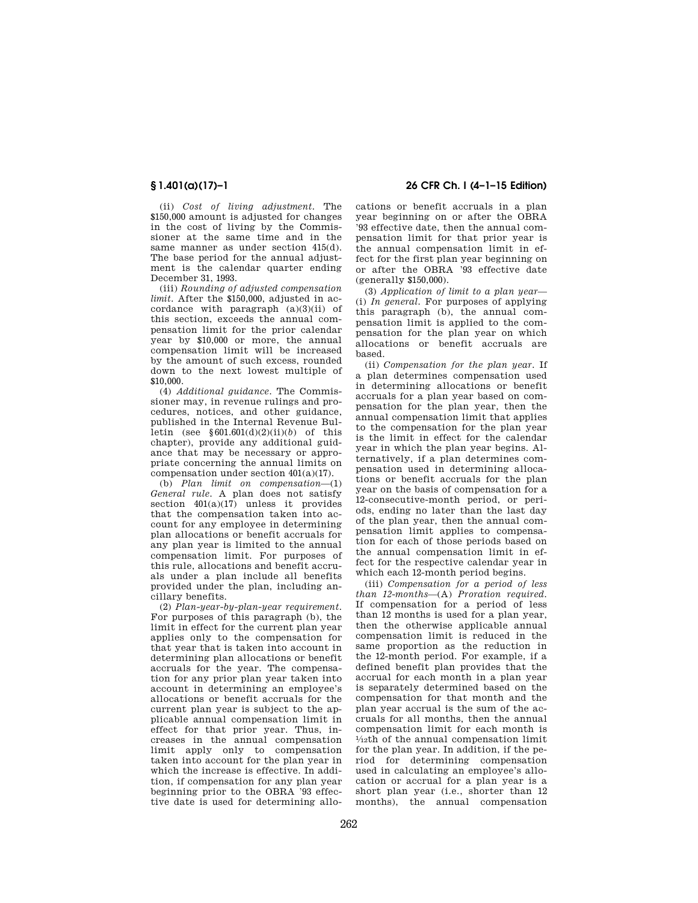(ii) *Cost of living adjustment.* The $150,000 amount is adjusted for changes in the cost of living by the Commissioner at the same time and in the same manner as under section 415(d). The base period for the annual adjustment is the calendar quarter ending December 31, 1993.

(iii) *Rounding of adjusted compensation limit.* After the $150,000, adjusted in accordance with paragraph (a)(3)(ii) of this section, exceeds the annual compensation limit for the prior calendar year by $10,000 or more, the annual compensation limit will be increased by the amount of such excess, rounded down to the next lowest multiple of $10,000.

(4) *Additional guidance.* The Commissioner may, in revenue rulings and procedures, notices, and other guidance, published in the Internal Revenue Bulletin (see §601.601(d)(2)(ii)(*b*) of this chapter), provide any additional guidance that may be necessary or appropriate concerning the annual limits on compensation under section 401(a)(17).

(b) *Plan limit on compensation*—(1) *General rule.* A plan does not satisfy section 401(a)(17) unless it provides that the compensation taken into account for any employee in determining plan allocations or benefit accruals for any plan year is limited to the annual compensation limit. For purposes of this rule, allocations and benefit accruals under a plan include all benefits provided under the plan, including ancillary benefits.

(2) *Plan-year-by-plan-year requirement.* For purposes of this paragraph (b), the limit in effect for the current plan year applies only to the compensation for that year that is taken into account in determining plan allocations or benefit accruals for the year. The compensation for any prior plan year taken into account in determining an employee's allocations or benefit accruals for the current plan year is subject to the applicable annual compensation limit in effect for that prior year. Thus, increases in the annual compensation limit apply only to compensation taken into account for the plan year in which the increase is effective. In addition, if compensation for any plan year beginning prior to the OBRA '93 effective date is used for determining allocations or benefit accruals in a plan year beginning on or after the OBRA '93 effective date, then the annual compensation limit for that prior year is the annual compensation limit in effect for the first plan year beginning on or after the OBRA '93 effective date (generally $150,000).

(3) *Application of limit to a plan year*—(i) *In general.* For purposes of applying this paragraph (b), the annual compensation limit is applied to the compensation for the plan year on which allocations or benefit accruals are based.

(ii) *Compensation for the plan year.* If a plan determines compensation used in determining allocations or benefit accruals for a plan year based on compensation for the plan year, then the annual compensation limit that applies to the compensation for the plan year is the limit in effect for the calendar year in which the plan year begins. Alternatively, if a plan determines compensation used in determining allocations or benefit accruals for the plan year on the basis of compensation for a 12-consecutive-month period, or periods, ending no later than the last day of the plan year, then the annual compensation limit applies to compensation for each of those periods based on the annual compensation limit in effect for the respective calendar year in which each 12-month period begins.

(iii) *Compensation for a period of less than 12-months*—(A) *Proration required.* If compensation for a period of less than 12 months is used for a plan year, then the otherwise applicable annual compensation limit is reduced in the same proportion as the reduction in the 12-month period. For example, if a defined benefit plan provides that the accrual for each month in a plan year is separately determined based on the compensation for that month and the plan year accrual is the sum of the accruals for all months, then the annual compensation limit for each month is $1/12$th of the annual compensation limit for the plan year. In addition, if the period for determining compensation used in calculating an employee's allocation or accrual for a plan year is a short plan year (i.e., shorter than 12 months), the annual compensation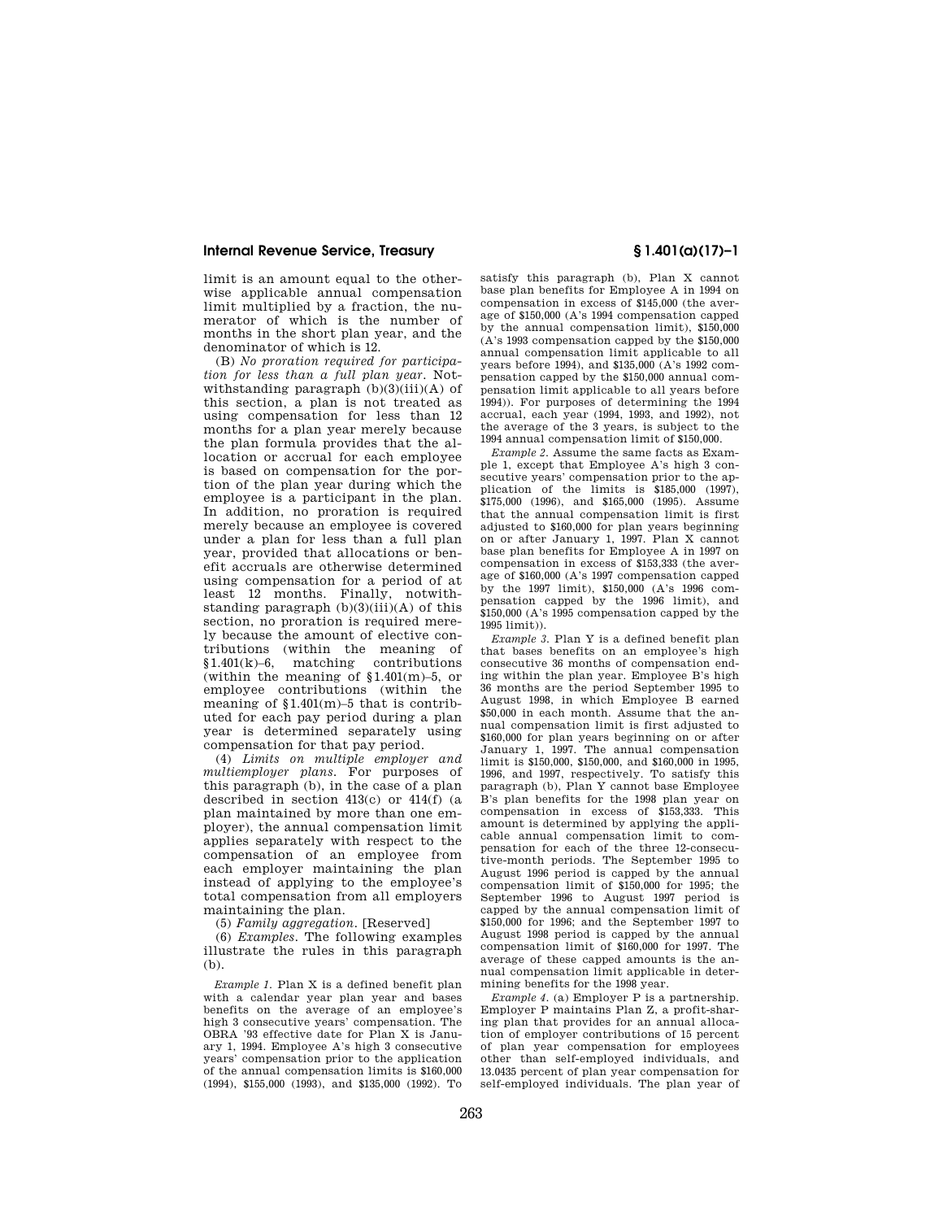limit is an amount equal to the otherwise applicable annual compensation limit multiplied by a fraction, the numerator of which is the number of months in the short plan year, and the denominator of which is 12.

(B) *No proration required for participation for less than a full plan year.* Notwithstanding paragraph (b)(3)(iii)(A) of this section, a plan is not treated as using compensation for less than 12 months for a plan year merely because the plan formula provides that the allocation or accrual for each employee is based on compensation for the portion of the plan year during which the employee is a participant in the plan. In addition, no proration is required merely because an employee is covered under a plan for less than a full plan year, provided that allocations or benefit accruals are otherwise determined using compensation for a period of at least 12 months. Finally, notwithstanding paragraph (b)(3)(iii)(A) of this section, no proration is required merely because the amount of elective contributions (within the meaning of §1.401(k)–6, matching contributions (within the meaning of §1.401(m)–5, or employee contributions (within the meaning of §1.401(m)–5 that is contributed for each pay period during a plan year is determined separately using compensation for that pay period.

(4) *Limits on multiple employer and multiemployer plans.* For purposes of this paragraph (b), in the case of a plan described in section 413(c) or 414(f) (a plan maintained by more than one employer), the annual compensation limit applies separately with respect to the compensation of an employee from each employer maintaining the plan instead of applying to the employee's total compensation from all employers maintaining the plan.

(5) *Family aggregation.* [Reserved]

(6) *Examples.* The following examples illustrate the rules in this paragraph (b).

*Example 1.* Plan X is a defined benefit plan with a calendar year plan year and bases benefits on the average of an employee's high 3 consecutive years' compensation. The OBRA '93 effective date for Plan X is January 1, 1994. Employee A's high 3 consecutive years' compensation prior to the application of the annual compensation limits is $160,000 (1994), $155,000 (1993), and $135,000 (1992). To satisfy this paragraph (b), Plan X cannot base plan benefits for Employee A in 1994 on compensation in excess of $145,000 (the average of $150,000 (A's 1994 compensation capped by the annual compensation limit), $150,000 (A's 1993 compensation capped by the $150,000 annual compensation limit applicable to all years before 1994), and $135,000 (A's 1992 compensation capped by the $150,000 annual compensation limit applicable to all years before 1994)). For purposes of determining the 1994 accrual, each year (1994, 1993, and 1992), not the average of the 3 years, is subject to the 1994 annual compensation limit of $150,000.

*Example 2.* Assume the same facts as Example 1, except that Employee A's high 3 consecutive years' compensation prior to the application of the limits is $185,000 (1997), $175,000 (1996), and $165,000 (1995). Assume that the annual compensation limit is first adjusted to $160,000 for plan years beginning on or after January 1, 1997. Plan X cannot base plan benefits for Employee A in 1997 on compensation in excess of $153,333 (the average of $160,000 (A's 1997 compensation capped by the 1997 limit), $150,000 (A's 1996 compensation capped by the 1996 limit), and $150,000 (A's 1995 compensation capped by the 1995 limit)).

*Example 3.* Plan Y is a defined benefit plan that bases benefits on an employee's high consecutive 36 months of compensation ending within the plan year. Employee B's high 36 months are the period September 1995 to August 1998, in which Employee B earned $50,000 in each month. Assume that the annual compensation limit is first adjusted to $160,000 for plan years beginning on or after January 1, 1997. The annual compensation limit is $150,000, $150,000, and $160,000 in 1995, 1996, and 1997, respectively. To satisfy this paragraph (b), Plan Y cannot base Employee B's plan benefits for the 1998 plan year on compensation in excess of $153,333. This amount is determined by applying the applicable annual compensation limit to compensation for each of the three 12-consecutive-month periods. The September 1995 to August 1996 period is capped by the annual compensation limit of $150,000 for 1995; the September 1996 to August 1997 period is capped by the annual compensation limit of $150,000 for 1996; and the September 1997 to August 1998 period is capped by the annual compensation limit of $160,000 for 1997. The average of these capped amounts is the annual compensation limit applicable in determining benefits for the 1998 year.

*Example 4.* (a) Employer P is a partnership. Employer P maintains Plan Z, a profit-sharing plan that provides for an annual allocation of employer contributions of 15 percent of plan year compensation for employees other than self-employed individuals, and 13.0435 percent of plan year compensation for self-employed individuals. The plan year of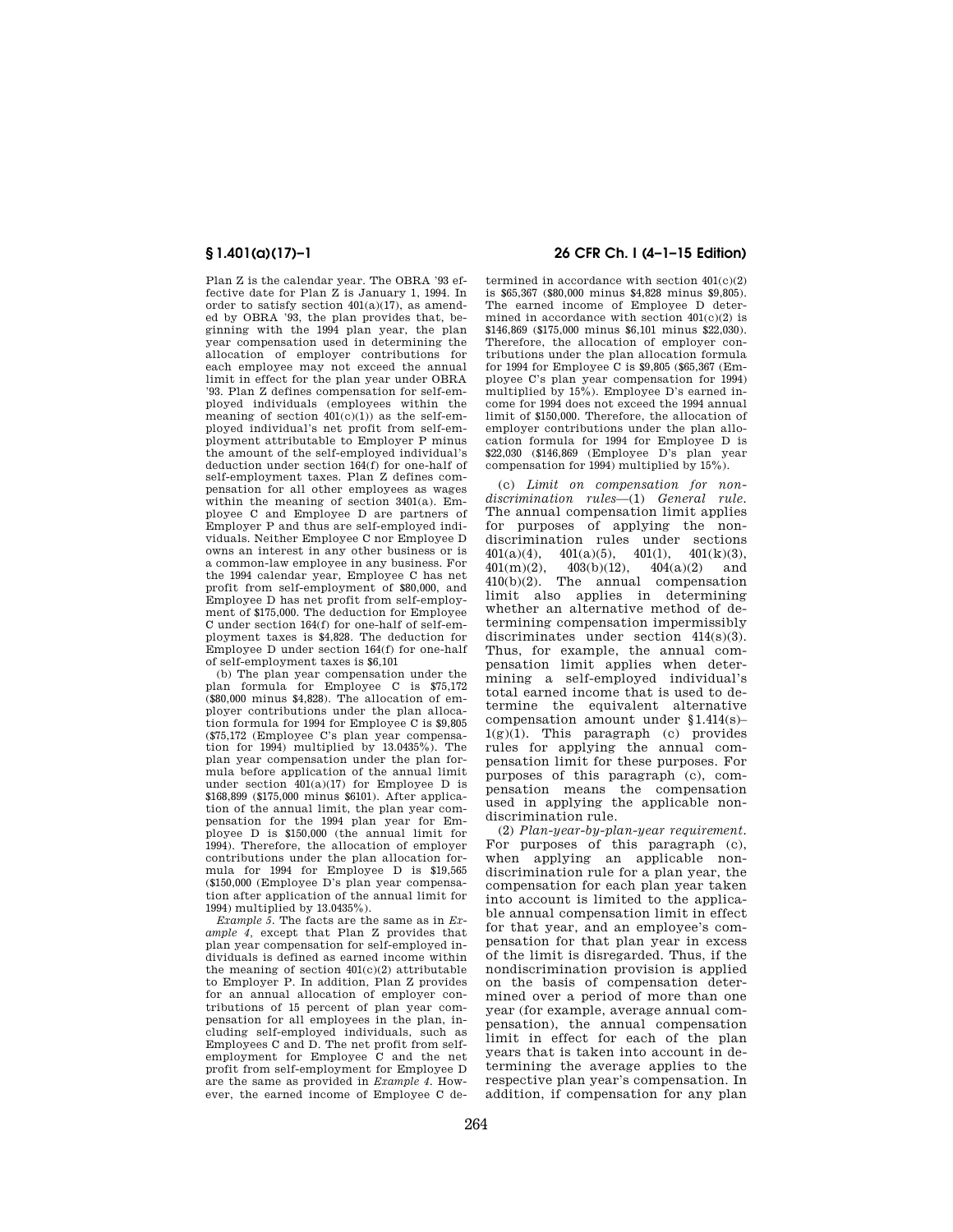Plan Z is the calendar year. The OBRA '93 effective date for Plan Z is January 1, 1994. In order to satisfy section 401(a)(17), as amended by OBRA '93, the plan provides that, beginning with the 1994 plan year, the plan year compensation used in determining the allocation of employer contributions for each employee may not exceed the annual limit in effect for the plan year under OBRA '93. Plan Z defines compensation for self-employed individuals (employees within the meaning of section 401(c)(1)) as the self-employed individual's net profit from self-employment attributable to Employer P minus the amount of the self-employed individual's deduction under section 164(f) for one-half of self-employment taxes. Plan Z defines compensation for all other employees as wages within the meaning of section 3401(a). Employee C and Employee D are partners of Employer P and thus are self-employed individuals. Neither Employee C nor Employee D owns an interest in any other business or is a common-law employee in any business. For the 1994 calendar year, Employee C has net profit from self-employment of $80,000, and Employee D has net profit from self-employment of $175,000. The deduction for Employee C under section 164(f) for one-half of self-employment taxes is $4,828. The deduction for Employee D under section 164(f) for one-half of self-employment taxes is $6,101

(b) The plan year compensation under the plan formula for Employee C is $75,172 ($80,000 minus $4,828). The allocation of employer contributions under the plan allocation formula for 1994 for Employee C is $9,805 ($75,172 (Employee C's plan year compensation for 1994) multiplied by 13.0435%). The plan year compensation under the plan formula before application of the annual limit under section 401(a)(17) for Employee D is $168,899 ($175,000 minus $6101). After application of the annual limit, the plan year compensation for the 1994 plan year for Employee D is $150,000 (the annual limit for 1994). Therefore, the allocation of employer contributions under the plan allocation formula for 1994 for Employee D is $19,565 ($150,000 (Employee D's plan year compensation after application of the annual limit for 1994) multiplied by 13.0435%).

*Example 5.* The facts are the same as in *Example 4*, except that Plan Z provides that plan year compensation for self-employed individuals is defined as earned income within the meaning of section 401(c)(2) attributable to Employer P. In addition, Plan Z provides for an annual allocation of employer contributions of 15 percent of plan year compensation for all employees in the plan, including self-employed individuals, such as Employees C and D. The net profit from self-employment for Employee C and the net profit from self-employment for Employee D are the same as provided in *Example 4*. However, the earned income of Employee C determined in accordance with section 401(c)(2) is $65,367 ($80,000 minus $4,828 minus $9,805). The earned income of Employee D determined in accordance with section 401(c)(2) is $146,869 ($175,000 minus $6,101 minus $22,030). Therefore, the allocation of employer contributions under the plan allocation formula for 1994 for Employee C is $9,805 ($65,367 (Employee C's plan year compensation for 1994) multiplied by 15%). Employee D's earned income for 1994 does not exceed the 1994 annual limit of $150,000. Therefore, the allocation of employer contributions under the plan allocation formula for 1994 for Employee D is $22,030 ($146,869 (Employee D's plan year compensation for 1994) multiplied by 15%).

(c) *Limit on compensation for nondiscrimination rules*—(1) *General rule.* The annual compensation limit applies for purposes of applying the nondiscrimination rules under sections 401(a)(4), 401(a)(5), 401(l), 401(k)(3), 401(m)(2), 403(b)(12), 404(a)(2) and 410(b)(2). The annual compensation limit also applies in determining whether an alternative method of determining compensation impermissibly discriminates under section 414(s)(3). Thus, for example, the annual compensation limit applies when determining a self-employed individual's total earned income that is used to determine the equivalent alternative compensation amount under §1.414(s)–1(g)(1). This paragraph (c) provides rules for applying the annual compensation limit for these purposes. For purposes of this paragraph (c), compensation means the compensation used in applying the applicable nondiscrimination rule.

(2) *Plan-year-by-plan-year requirement.* For purposes of this paragraph (c), when applying an applicable nondiscrimination rule for a plan year, the compensation for each plan year taken into account is limited to the applicable annual compensation limit in effect for that year, and an employee's compensation for that plan year in excess of the limit is disregarded. Thus, if the nondiscrimination provision is applied on the basis of compensation determined over a period of more than one year (for example, average annual compensation), the annual compensation limit in effect for each of the plan years that is taken into account in determining the average applies to the respective plan year's compensation. In addition, if compensation for any plan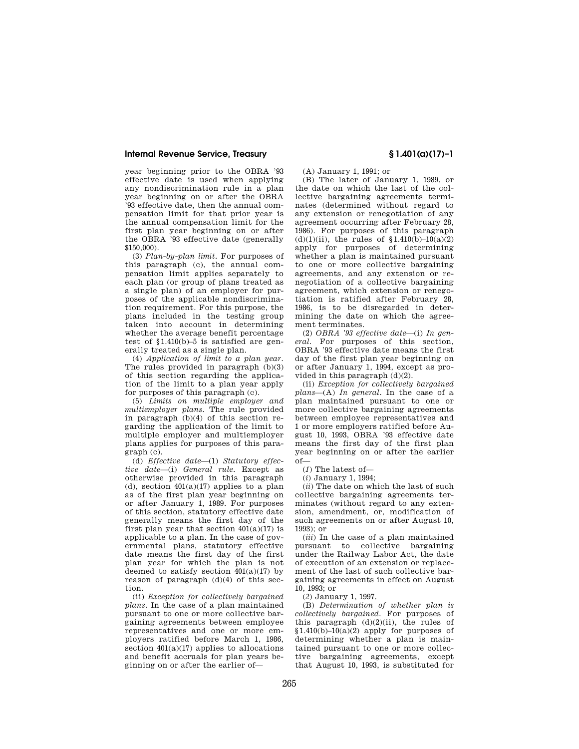year beginning prior to the OBRA '93 effective date is used when applying any nondiscrimination rule in a plan year beginning on or after the OBRA '93 effective date, then the annual compensation limit for that prior year is the annual compensation limit for the first plan year beginning on or after the OBRA '93 effective date (generally $150,000).

(3) *Plan-by-plan limit*. For purposes of this paragraph (c), the annual compensation limit applies separately to each plan (or group of plans treated as a single plan) of an employer for purposes of the applicable nondiscrimination requirement. For this purpose, the plans included in the testing group taken into account in determining whether the average benefit percentage test of §1.410(b)–5 is satisfied are generally treated as a single plan.

(4) *Application of limit to a plan year*. The rules provided in paragraph (b)(3) of this section regarding the application of the limit to a plan year apply for purposes of this paragraph (c).

(5) *Limits on multiple employer and multiemployer plans*. The rule provided in paragraph (b)(4) of this section regarding the application of the limit to multiple employer and multiemployer plans applies for purposes of this paragraph (c).

(d) *Effective date*—(1) *Statutory effective date*—(i) *General rule*. Except as otherwise provided in this paragraph (d), section 401(a)(17) applies to a plan as of the first plan year beginning on or after January 1, 1989. For purposes of this section, statutory effective date generally means the first day of the first plan year that section 401(a)(17) is applicable to a plan. In the case of governmental plans, statutory effective date means the first day of the first plan year for which the plan is not deemed to satisfy section 401(a)(17) by reason of paragraph (d)(4) of this section.

(ii) *Exception for collectively bargained plans*. In the case of a plan maintained pursuant to one or more collective bargaining agreements between employee representatives and one or more employers ratified before March 1, 1986, section 401(a)(17) applies to allocations and benefit accruals for plan years beginning on or after the earlier of—

(A) January 1, 1991; or

(B) The later of January 1, 1989, or the date on which the last of the collective bargaining agreements terminates (determined without regard to any extension or renegotiation of any agreement occurring after February 28, 1986). For purposes of this paragraph (d)(1)(ii), the rules of §1.410(b)–10(a)(2) apply for purposes of determining whether a plan is maintained pursuant to one or more collective bargaining agreements, and any extension or renegotiation of a collective bargaining agreement, which extension or renegotiation is ratified after February 28, 1986, is to be disregarded in determining the date on which the agreement terminates.

(2) *OBRA '93 effective date*—(i) *In general*. For purposes of this section, OBRA '93 effective date means the first day of the first plan year beginning on or after January 1, 1994, except as provided in this paragraph (d)(2).

(ii) *Exception for collectively bargained plans*—(A) *In general*. In the case of a plan maintained pursuant to one or more collective bargaining agreements between employee representatives and 1 or more employers ratified before August 10, 1993, OBRA '93 effective date means the first day of the first plan year beginning on or after the earlier of—

(*1*) The latest of—

(*i*) January 1, 1994;

(*ii*) The date on which the last of such collective bargaining agreements terminates (without regard to any extension, amendment, or, modification of such agreements on or after August 10, 1993); or

(*iii*) In the case of a plan maintained pursuant to collective bargaining under the Railway Labor Act, the date of execution of an extension or replacement of the last of such collective bargaining agreements in effect on August 10, 1993; or

(*2*) January 1, 1997.

(B) *Determination of whether plan is collectively bargained*. For purposes of this paragraph (d)(2)(ii), the rules of §1.410(b)–10(a)(2) apply for purposes of determining whether a plan is maintained pursuant to one or more collective bargaining agreements, except that August 10, 1993, is substituted for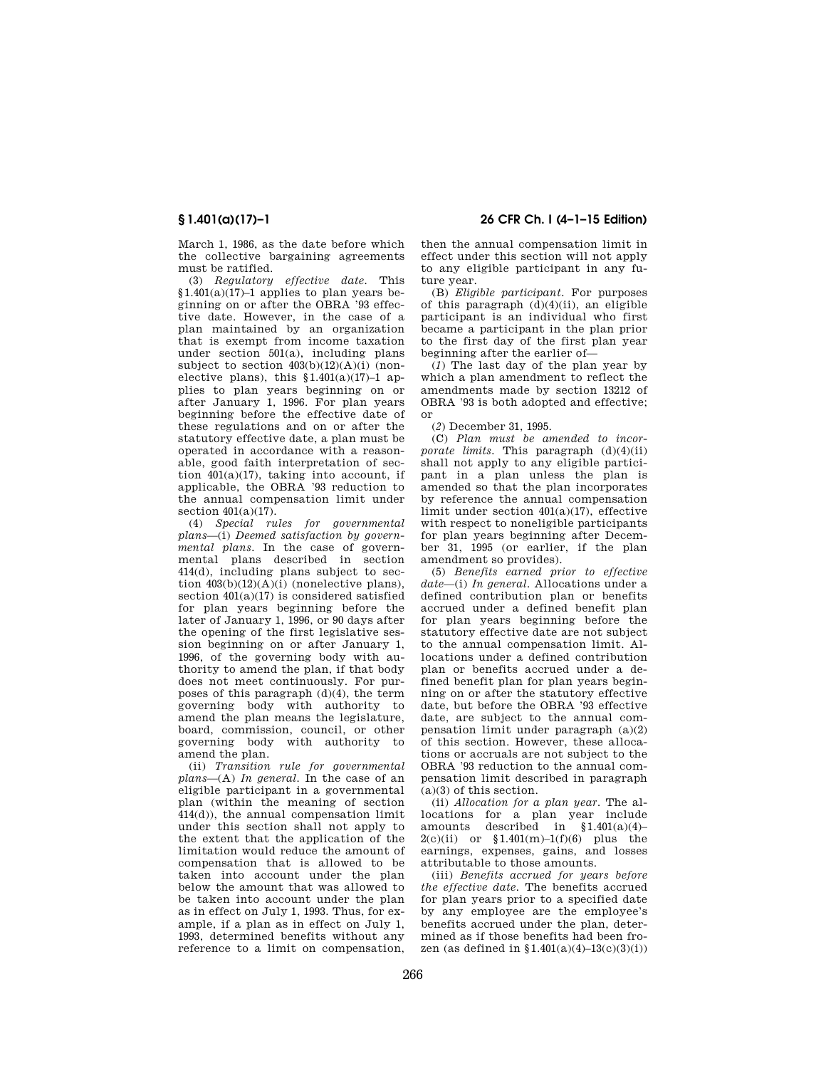March 1, 1986, as the date before which the collective bargaining agreements must be ratified.

(3) *Regulatory effective date.* This §1.401(a)(17)–1 applies to plan years beginning on or after the OBRA '93 effective date. However, in the case of a plan maintained by an organization that is exempt from income taxation under section 501(a), including plans subject to section 403(b)(12)(A)(i) (nonelective plans), this §1.401(a)(17)–1 applies to plan years beginning on or after January 1, 1996. For plan years beginning before the effective date of these regulations and on or after the statutory effective date, a plan must be operated in accordance with a reasonable, good faith interpretation of section 401(a)(17), taking into account, if applicable, the OBRA '93 reduction to the annual compensation limit under section 401(a)(17).

(4) *Special rules for governmental plans*—(i) *Deemed satisfaction by governmental plans.* In the case of governmental plans described in section 414(d), including plans subject to section 403(b)(12)(A)(i) (nonelective plans), section 401(a)(17) is considered satisfied for plan years beginning before the later of January 1, 1996, or 90 days after the opening of the first legislative session beginning on or after January 1, 1996, of the governing body with authority to amend the plan, if that body does not meet continuously. For purposes of this paragraph (d)(4), the term governing body with authority to amend the plan means the legislature, board, commission, council, or other governing body with authority to amend the plan.

(ii) *Transition rule for governmental plans*—(A) *In general.* In the case of an eligible participant in a governmental plan (within the meaning of section 414(d)), the annual compensation limit under this section shall not apply to the extent that the application of the limitation would reduce the amount of compensation that is allowed to be taken into account under the plan below the amount that was allowed to be taken into account under the plan as in effect on July 1, 1993. Thus, for example, if a plan as in effect on July 1, 1993, determined benefits without any reference to a limit on compensation, then the annual compensation limit in effect under this section will not apply to any eligible participant in any future year.

(B) *Eligible participant.* For purposes of this paragraph (d)(4)(ii), an eligible participant is an individual who first became a participant in the plan prior to the first day of the first plan year beginning after the earlier of—

(*1*) The last day of the plan year by which a plan amendment to reflect the amendments made by section 13212 of OBRA '93 is both adopted and effective; or

(*2*) December 31, 1995.

(C) *Plan must be amended to incorporate limits.* This paragraph (d)(4)(ii) shall not apply to any eligible participant in a plan unless the plan is amended so that the plan incorporates by reference the annual compensation limit under section 401(a)(17), effective with respect to noneligible participants for plan years beginning after December 31, 1995 (or earlier, if the plan amendment so provides).

(5) *Benefits earned prior to effective date*—(i) *In general.* Allocations under a defined contribution plan or benefits accrued under a defined benefit plan for plan years beginning before the statutory effective date are not subject to the annual compensation limit. Allocations under a defined contribution plan or benefits accrued under a defined benefit plan for plan years beginning on or after the statutory effective date, but before the OBRA '93 effective date, are subject to the annual compensation limit under paragraph (a)(2) of this section. However, these allocations or accruals are not subject to the OBRA '93 reduction to the annual compensation limit described in paragraph (a)(3) of this section.

(ii) *Allocation for a plan year.* The allocations for a plan year include amounts described in §1.401(a)(4)–2(c)(ii) or §1.401(m)–1(f)(6) plus the earnings, expenses, gains, and losses attributable to those amounts.

(iii) *Benefits accrued for years before the effective date.* The benefits accrued for plan years prior to a specified date by any employee are the employee's benefits accrued under the plan, determined as if those benefits had been frozen (as defined in §1.401(a)(4)–13(c)(3)(i))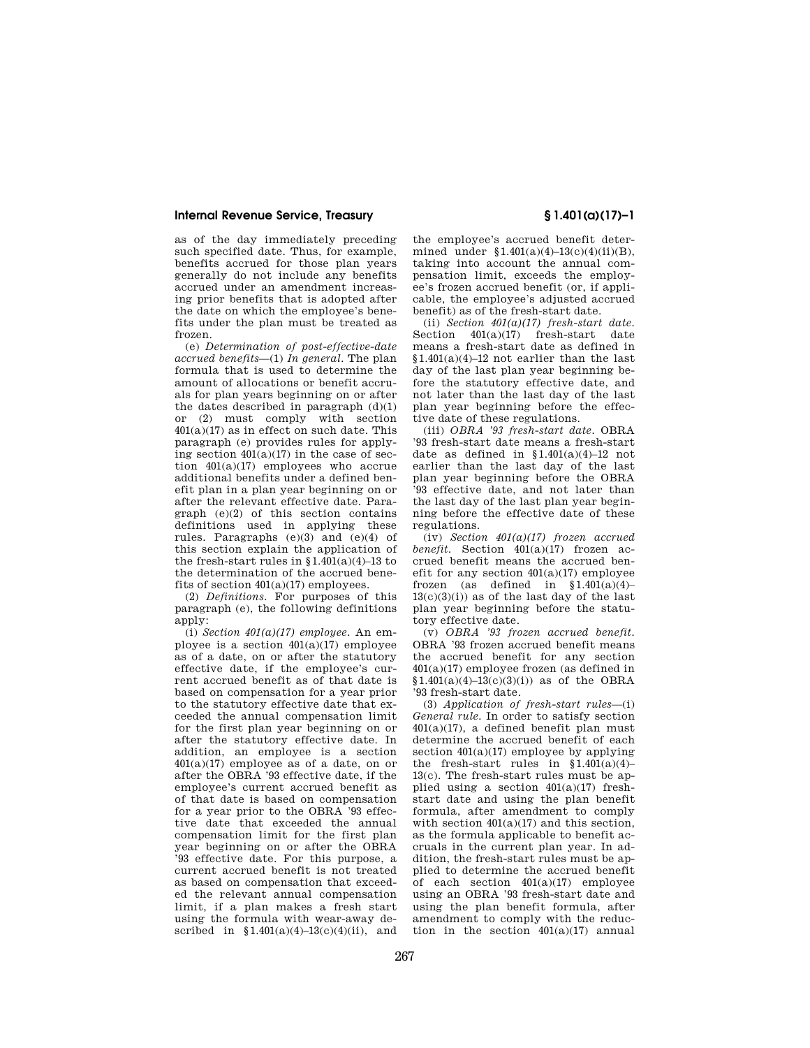as of the day immediately preceding such specified date. Thus, for example, benefits accrued for those plan years generally do not include any benefits accrued under an amendment increasing prior benefits that is adopted after the date on which the employee's benefits under the plan must be treated as frozen.

(e) *Determination of post-effective-date accrued benefits*—(1) *In general.* The plan formula that is used to determine the amount of allocations or benefit accruals for plan years beginning on or after the dates described in paragraph (d)(1) or (2) must comply with section 401(a)(17) as in effect on such date. This paragraph (e) provides rules for applying section 401(a)(17) in the case of section 401(a)(17) employees who accrue additional benefits under a defined benefit plan in a plan year beginning on or after the relevant effective date. Paragraph (e)(2) of this section contains definitions used in applying these rules. Paragraphs (e)(3) and (e)(4) of this section explain the application of the fresh-start rules in §1.401(a)(4)–13 to the determination of the accrued benefits of section 401(a)(17) employees.

(2) *Definitions.* For purposes of this paragraph (e), the following definitions apply:

(i) *Section 401(a)(17) employee.* An employee is a section 401(a)(17) employee as of a date, on or after the statutory effective date, if the employee's current accrued benefit as of that date is based on compensation for a year prior to the statutory effective date that exceeded the annual compensation limit for the first plan year beginning on or after the statutory effective date. In addition, an employee is a section 401(a)(17) employee as of a date, on or after the OBRA '93 effective date, if the employee's current accrued benefit as of that date is based on compensation for a year prior to the OBRA '93 effective date that exceeded the annual compensation limit for the first plan year beginning on or after the OBRA '93 effective date. For this purpose, a current accrued benefit is not treated as based on compensation that exceeded the relevant annual compensation limit, if a plan makes a fresh start using the formula with wear-away described in §1.401(a)(4)–13(c)(4)(ii), and the employee's accrued benefit determined under §1.401(a)(4)–13(c)(4)(ii)(B), taking into account the annual compensation limit, exceeds the employee's frozen accrued benefit (or, if applicable, the employee's adjusted accrued benefit) as of the fresh-start date.

(ii) *Section 401(a)(17) fresh-start date.* Section 401(a)(17) fresh-start date means a fresh-start date as defined in §1.401(a)(4)–12 not earlier than the last day of the last plan year beginning before the statutory effective date, and not later than the last day of the last plan year beginning before the effective date of these regulations.

(iii) *OBRA '93 fresh-start date.* OBRA '93 fresh-start date means a fresh-start date as defined in §1.401(a)(4)–12 not earlier than the last day of the last plan year beginning before the OBRA '93 effective date, and not later than the last day of the last plan year beginning before the effective date of these regulations.

(iv) *Section 401(a)(17) frozen accrued benefit.* Section 401(a)(17) frozen accrued benefit means the accrued benefit for any section 401(a)(17) employee frozen (as defined in §1.401(a)(4)–13(c)(3)(i)) as of the last day of the last plan year beginning before the statutory effective date.

(v) *OBRA '93 frozen accrued benefit.* OBRA '93 frozen accrued benefit means the accrued benefit for any section 401(a)(17) employee frozen (as defined in §1.401(a)(4)–13(c)(3)(i)) as of the OBRA '93 fresh-start date.

(3) *Application of fresh-start rules*—(i) *General rule.* In order to satisfy section 401(a)(17), a defined benefit plan must determine the accrued benefit of each section 401(a)(17) employee by applying the fresh-start rules in §1.401(a)(4)–13(c). The fresh-start rules must be applied using a section 401(a)(17) fresh-start date and using the plan benefit formula, after amendment to comply with section 401(a)(17) and this section, as the formula applicable to benefit accruals in the current plan year. In addition, the fresh-start rules must be applied to determine the accrued benefit of each section 401(a)(17) employee using an OBRA '93 fresh-start date and using the plan benefit formula, after amendment to comply with the reduction in the section 401(a)(17) annual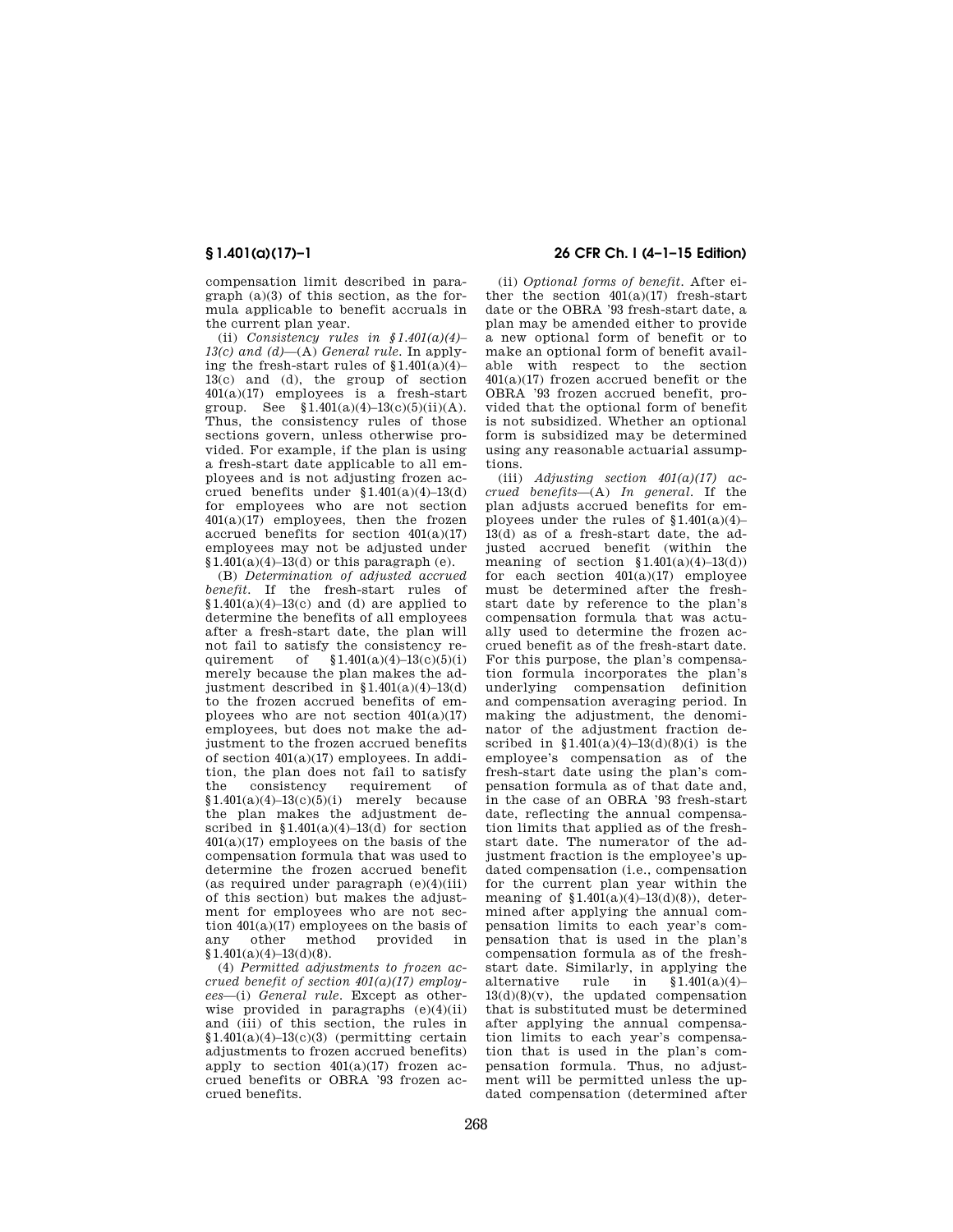compensation limit described in paragraph (a)(3) of this section, as the formula applicable to benefit accruals in the current plan year.

(ii) *Consistency rules in §1.401(a)(4)–13(c) and (d)*—(A) *General rule.* In applying the fresh-start rules of §1.401(a)(4)–13(c) and (d), the group of section 401(a)(17) employees is a fresh-start group. See §1.401(a)(4)–13(c)(5)(ii)(A). Thus, the consistency rules of those sections govern, unless otherwise provided. For example, if the plan is using a fresh-start date applicable to all employees and is not adjusting frozen accrued benefits under §1.401(a)(4)–13(d) for employees who are not section 401(a)(17) employees, then the frozen accrued benefits for section 401(a)(17) employees may not be adjusted under §1.401(a)(4)–13(d) or this paragraph (e).

(B) *Determination of adjusted accrued benefit.* If the fresh-start rules of §1.401(a)(4)–13(c) and (d) are applied to determine the benefits of all employees after a fresh-start date, the plan will not fail to satisfy the consistency requirement of §1.401(a)(4)–13(c)(5)(i) merely because the plan makes the adjustment described in §1.401(a)(4)–13(d) to the frozen accrued benefits of employees who are not section 401(a)(17) employees, but does not make the adjustment to the frozen accrued benefits of section 401(a)(17) employees. In addition, the plan does not fail to satisfy the consistency requirement of §1.401(a)(4)–13(c)(5)(i) merely because the plan makes the adjustment described in §1.401(a)(4)–13(d) for section 401(a)(17) employees on the basis of the compensation formula that was used to determine the frozen accrued benefit (as required under paragraph (e)(4)(iii) of this section) but makes the adjustment for employees who are not section 401(a)(17) employees on the basis of any other method provided in §1.401(a)(4)–13(d)(8).

(4) *Permitted adjustments to frozen accrued benefit of section 401(a)(17) employees*—(i) *General rule.* Except as otherwise provided in paragraphs (e)(4)(ii) and (iii) of this section, the rules in §1.401(a)(4)–13(c)(3) (permitting certain adjustments to frozen accrued benefits) apply to section 401(a)(17) frozen accrued benefits or OBRA '93 frozen accrued benefits.

(ii) *Optional forms of benefit.* After either the section 401(a)(17) fresh-start date or the OBRA '93 fresh-start date, a plan may be amended either to provide a new optional form of benefit or to make an optional form of benefit available with respect to the section 401(a)(17) frozen accrued benefit or the OBRA '93 frozen accrued benefit, provided that the optional form of benefit is not subsidized. Whether an optional form is subsidized may be determined using any reasonable actuarial assumptions.

(iii) *Adjusting section 401(a)(17) accrued benefits*—(A) *In general.* If the plan adjusts accrued benefits for employees under the rules of §1.401(a)(4)–13(d) as of a fresh-start date, the adjusted accrued benefit (within the meaning of section §1.401(a)(4)–13(d)) for each section 401(a)(17) employee must be determined after the fresh-start date by reference to the plan's compensation formula that was actually used to determine the frozen accrued benefit as of the fresh-start date. For this purpose, the plan's compensation formula incorporates the plan's underlying compensation definition and compensation averaging period. In making the adjustment, the denominator of the adjustment fraction described in §1.401(a)(4)–13(d)(8)(i) is the employee's compensation as of the fresh-start date using the plan's compensation formula as of that date and, in the case of an OBRA '93 fresh-start date, reflecting the annual compensation limits that applied as of the fresh-start date. The numerator of the adjustment fraction is the employee's updated compensation (i.e., compensation for the current plan year within the meaning of §1.401(a)(4)–13(d)(8)), determined after applying the annual compensation limits to each year's compensation that is used in the plan's compensation formula as of the fresh-start date. Similarly, in applying the alternative rule in §1.401(a)(4)–13(d)(8)(v), the updated compensation that is substituted must be determined after applying the annual compensation limits to each year's compensation that is used in the plan's compensation formula. Thus, no adjustment will be permitted unless the updated compensation (determined after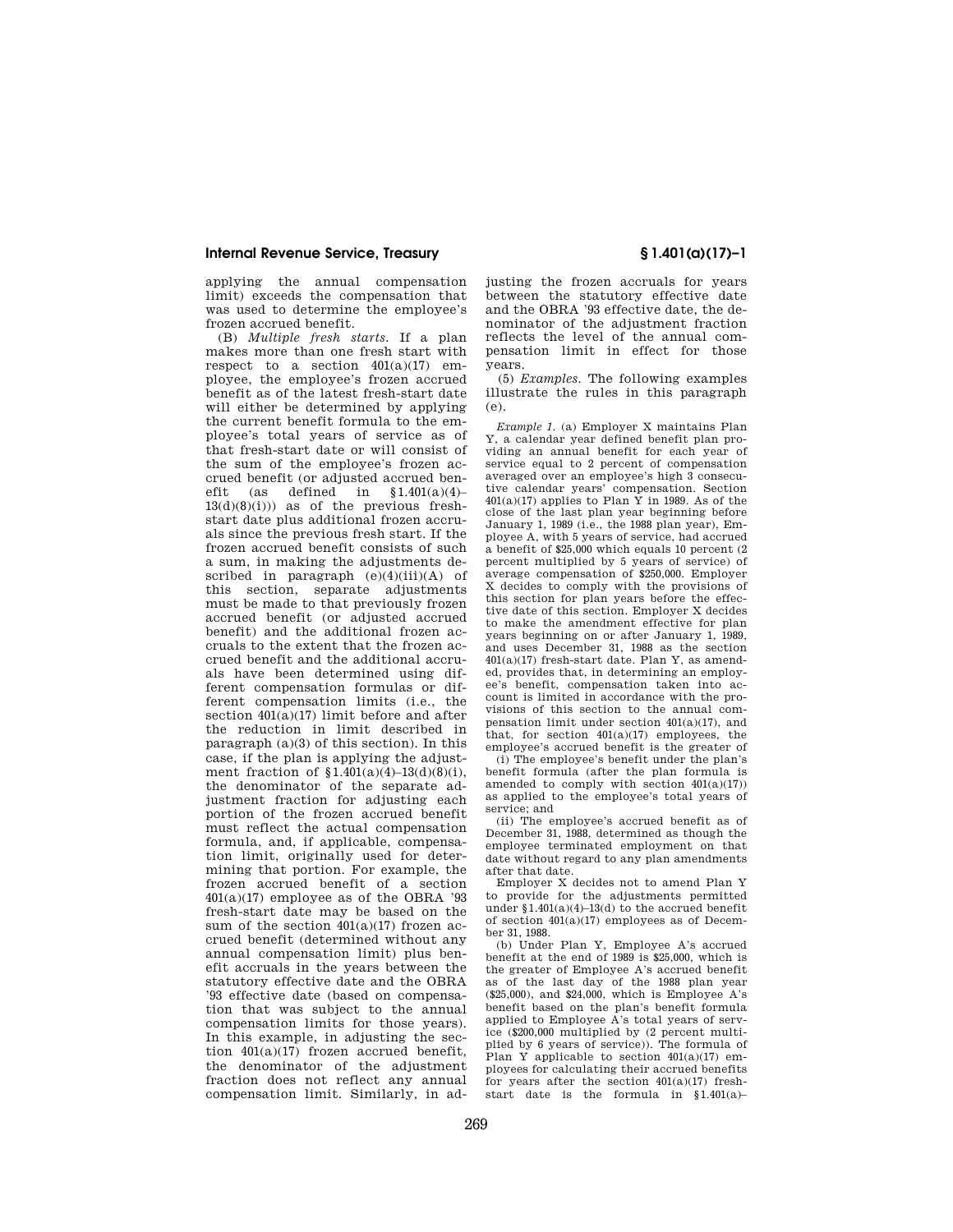applying the annual compensation limit) exceeds the compensation that was used to determine the employee's frozen accrued benefit.

(B) *Multiple fresh starts.* If a plan makes more than one fresh start with respect to a section 401(a)(17) employee, the employee's frozen accrued benefit as of the latest fresh-start date will either be determined by applying the current benefit formula to the employee's total years of service as of that fresh-start date or will consist of the sum of the employee's frozen accrued benefit (or adjusted accrued benefit (as defined in §1.401(a)(4)–13(d)(8)(i))) as of the previous fresh-start date plus additional frozen accruals since the previous fresh start. If the frozen accrued benefit consists of such a sum, in making the adjustments described in paragraph (e)(4)(iii)(A) of this section, separate adjustments must be made to that previously frozen accrued benefit (or adjusted accrued benefit) and the additional frozen accruals to the extent that the frozen accrued benefit and the additional accruals have been determined using different compensation formulas or different compensation limits (i.e., the section 401(a)(17) limit before and after the reduction in limit described in paragraph (a)(3) of this section). In this case, if the plan is applying the adjustment fraction of §1.401(a)(4)–13(d)(8)(i), the denominator of the separate adjustment fraction for adjusting each portion of the frozen accrued benefit must reflect the actual compensation formula, and, if applicable, compensation limit, originally used for determining that portion. For example, the frozen accrued benefit of a section 401(a)(17) employee as of the OBRA '93 fresh-start date may be based on the sum of the section 401(a)(17) frozen accrued benefit (determined without any annual compensation limit) plus benefit accruals in the years between the statutory effective date and the OBRA '93 effective date (based on compensation that was subject to the annual compensation limits for those years). In this example, in adjusting the section 401(a)(17) frozen accrued benefit, the denominator of the adjustment fraction does not reflect any annual compensation limit. Similarly, in adjusting the frozen accruals for years between the statutory effective date and the OBRA '93 effective date, the denominator of the adjustment fraction reflects the level of the annual compensation limit in effect for those years.

(5) *Examples.* The following examples illustrate the rules in this paragraph (e).

*Example 1.* (a) Employer X maintains Plan Y, a calendar year defined benefit plan providing an annual benefit for each year of service equal to 2 percent of compensation averaged over an employee's high 3 consecutive calendar years' compensation. Section 401(a)(17) applies to Plan Y in 1989. As of the close of the last plan year beginning before January 1, 1989 (i.e., the 1988 plan year), Employee A, with 5 years of service, had accrued a benefit of $25,000 which equals 10 percent (2 percent multiplied by 5 years of service) of average compensation of $250,000. Employer X decides to comply with the provisions of this section for plan years before the effective date of this section. Employer X decides to make the amendment effective for plan years beginning on or after January 1, 1989, and uses December 31, 1988 as the section 401(a)(17) fresh-start date. Plan Y, as amended, provides that, in determining an employee's benefit, compensation taken into account is limited in accordance with the provisions of this section to the annual compensation limit under section 401(a)(17), and that, for section 401(a)(17) employees, the employee's accrued benefit is the greater of

(i) The employee's benefit under the plan's benefit formula (after the plan formula is amended to comply with section 401(a)(17)) as applied to the employee's total years of service; and

(ii) The employee's accrued benefit as of December 31, 1988, determined as though the employee terminated employment on that date without regard to any plan amendments after that date.

Employer X decides not to amend Plan Y to provide for the adjustments permitted under §1.401(a)(4)–13(d) to the accrued benefit of section 401(a)(17) employees as of December 31, 1988.

(b) Under Plan Y, Employee A's accrued benefit at the end of 1989 is $25,000, which is the greater of Employee A's accrued benefit as of the last day of the 1988 plan year ($25,000), and $24,000, which is Employee A's benefit based on the plan's benefit formula applied to Employee A's total years of service ($200,000 multiplied by (2 percent multiplied by 6 years of service)). The formula of Plan Y applicable to section 401(a)(17) employees for calculating their accrued benefits for years after the section 401(a)(17) fresh-start date is the formula in §1.401(a)–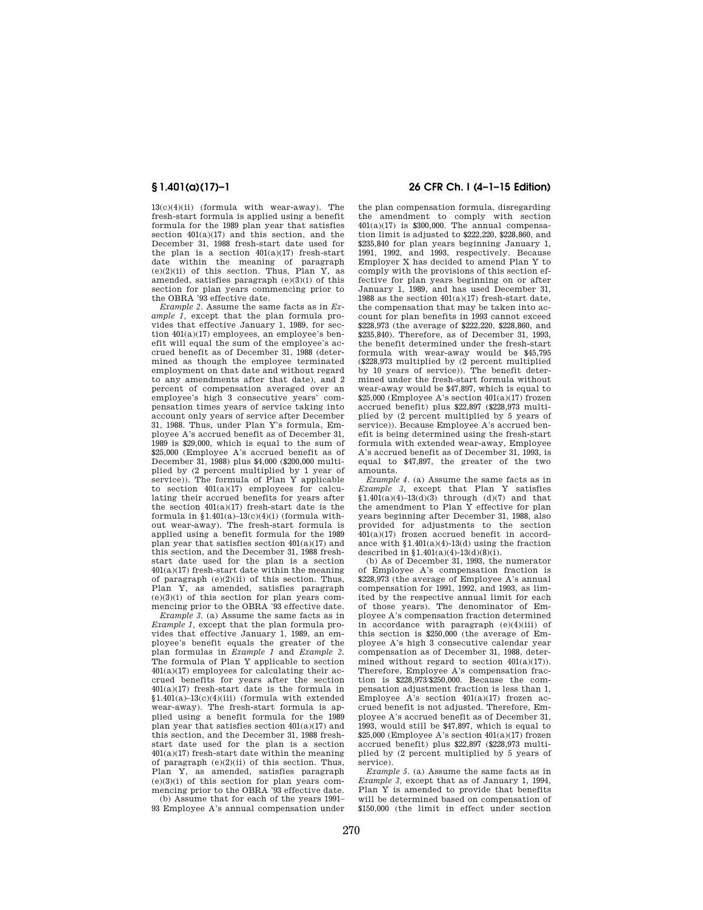13(c)(4)(ii) (formula with wear-away). The fresh-start formula is applied using a benefit formula for the 1989 plan year that satisfies section 401(a)(17) and this section, and the December 31, 1988 fresh-start date used for the plan is a section 401(a)(17) fresh-start date within the meaning of paragraph (e)(2)(ii) of this section. Thus, Plan Y, as amended, satisfies paragraph (e)(3)(i) of this section for plan years commencing prior to the OBRA '93 effective date.

*Example 2.* Assume the same facts as in *Example 1*, except that the plan formula provides that effective January 1, 1989, for section 401(a)(17) employees, an employee's benefit will equal the sum of the employee's accrued benefit as of December 31, 1988 (determined as though the employee terminated employment on that date and without regard to any amendments after that date), and 2 percent of compensation averaged over an employee's high 3 consecutive years' compensation times years of service taking into account only years of service after December 31, 1988. Thus, under Plan Y's formula, Employee A's accrued benefit as of December 31, 1989 is $29,000, which is equal to the sum of $25,000 (Employee A's accrued benefit as of December 31, 1988) plus $4,000 ($200,000 multiplied by (2 percent multiplied by 1 year of service)). The formula of Plan Y applicable to section 401(a)(17) employees for calculating their accrued benefits for years after the section 401(a)(17) fresh-start date is the formula in §1.401(a)–13(c)(4)(i) (formula without wear-away). The fresh-start formula is applied using a benefit formula for the 1989 plan year that satisfies section 401(a)(17) and this section, and the December 31, 1988 fresh-start date used for the plan is a section 401(a)(17) fresh-start date within the meaning of paragraph (e)(2)(ii) of this section. Thus, Plan Y, as amended, satisfies paragraph (e)(3)(i) of this section for plan years commencing prior to the OBRA '93 effective date.

*Example 3.* (a) Assume the same facts as in *Example 1*, except that the plan formula provides that effective January 1, 1989, an employee's benefit equals the greater of the plan formulas in *Example 1* and *Example 2*. The formula of Plan Y applicable to section 401(a)(17) employees for calculating their accrued benefits for years after the section 401(a)(17) fresh-start date is the formula in §1.401(a)–13(c)(4)(iii) (formula with extended wear-away). The fresh-start formula is applied using a benefit formula for the 1989 plan year that satisfies section 401(a)(17) and this section, and the December 31, 1988 fresh-start date used for the plan is a section 401(a)(17) fresh-start date within the meaning of paragraph (e)(2)(ii) of this section. Thus, Plan Y, as amended, satisfies paragraph (e)(3)(i) of this section for plan years commencing prior to the OBRA '93 effective date.

(b) Assume that for each of the years 1991–93 Employee A's annual compensation under the plan compensation formula, disregarding the amendment to comply with section 401(a)(17) is $300,000. The annual compensation limit is adjusted to $222,220, $228,860, and $235,840 for plan years beginning January 1, 1991, 1992, and 1993, respectively. Because Employer X has decided to amend Plan Y to comply with the provisions of this section effective for plan years beginning on or after January 1, 1989, and has used December 31, 1988 as the section 401(a)(17) fresh-start date, the compensation that may be taken into account for plan benefits in 1993 cannot exceed $228,973 (the average of $222,220, $228,860, and $235,840). Therefore, as of December 31, 1993, the benefit determined under the fresh-start formula with wear-away would be $45,795 ($228,973 multiplied by (2 percent multiplied by 10 years of service)). The benefit determined under the fresh-start formula without wear-away would be $47,897, which is equal to $25,000 (Employee A's section 401(a)(17) frozen accrued benefit) plus $22,897 ($228,973 multiplied by (2 percent multiplied by 5 years of service)). Because Employee A's accrued benefit is being determined using the fresh-start formula with extended wear-away, Employee A's accrued benefit as of December 31, 1993, is equal to $47,897, the greater of the two amounts.

*Example 4.* (a) Assume the same facts as in *Example 3*, except that Plan Y satisfies §1.401(a)(4)–13(d)(3) through (d)(7) and that the amendment to Plan Y effective for plan years beginning after December 31, 1988, also provided for adjustments to the section 401(a)(17) frozen accrued benefit in accordance with §1.401(a)(4)-13(d) using the fraction described in §1.401(a)(4)-13(d)(8)(i).

(b) As of December 31, 1993, the numerator of Employee A's compensation fraction is $228,973 (the average of Employee A's annual compensation for 1991, 1992, and 1993, as limited by the respective annual limit for each of those years). The denominator of Employee A's compensation fraction determined in accordance with paragraph (e)(4)(iii) of this section is $250,000 (the average of Employee A's high 3 consecutive calendar year compensation as of December 31, 1988, determined without regard to section 401(a)(17)). Therefore, Employee A's compensation fraction is $228,973/$250,000. Because the compensation adjustment fraction is less than 1, Employee A's section 401(a)(17) frozen accrued benefit is not adjusted. Therefore, Employee A's accrued benefit as of December 31, 1993, would still be $47,897, which is equal to $25,000 (Employee A's section 401(a)(17) frozen accrued benefit) plus $22,897 ($228,973 multiplied by (2 percent multiplied by 5 years of service).

*Example 5.* (a) Assume the same facts as in *Example 3*, except that as of January 1, 1994, Plan Y is amended to provide that benefits will be determined based on compensation of $150,000 (the limit in effect under section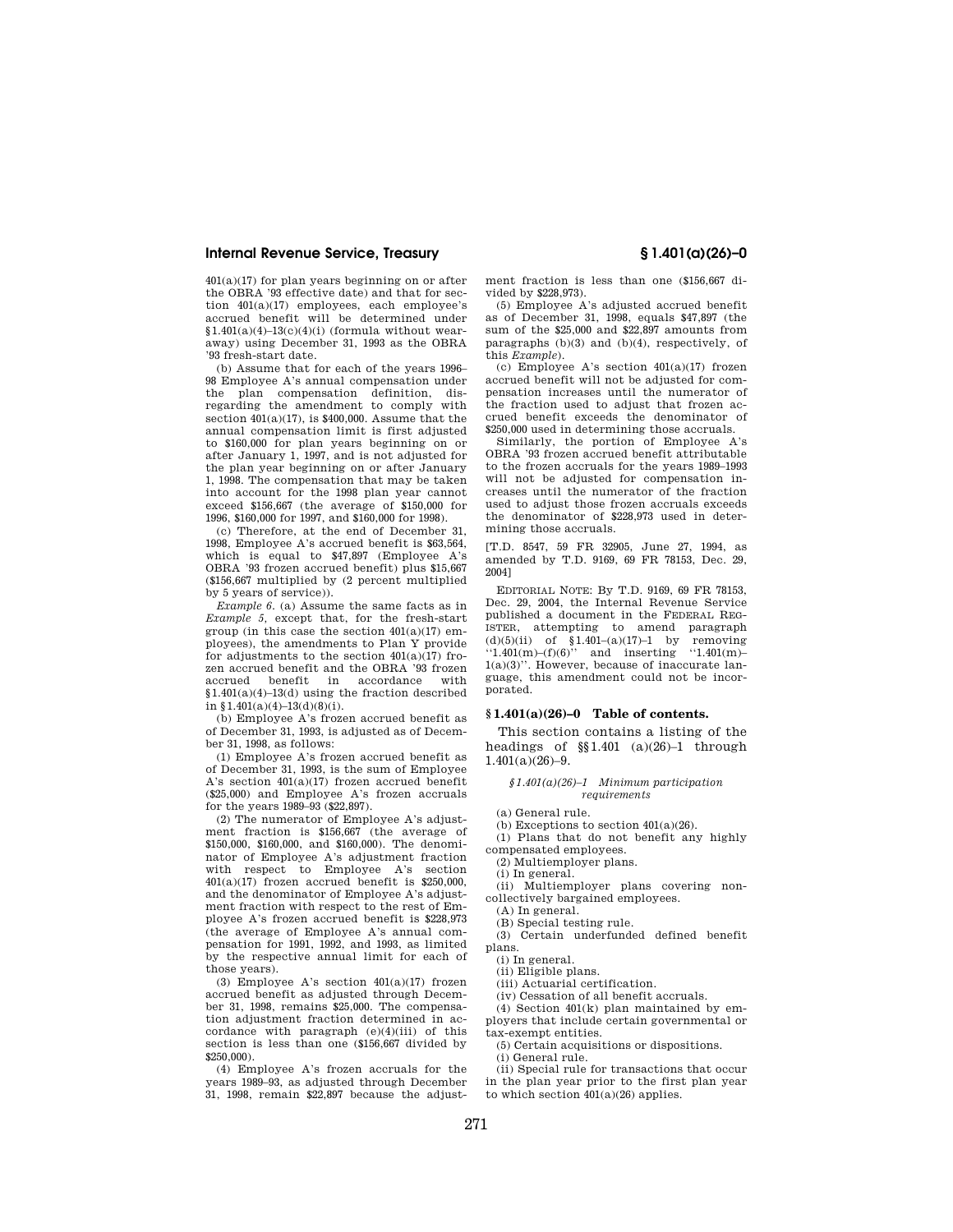401(a)(17) for plan years beginning on or after the OBRA '93 effective date) and that for section 401(a)(17) employees, each employee's accrued benefit will be determined under §1.401(a)(4)–13(c)(4)(i) (formula without wear-away) using December 31, 1993 as the OBRA '93 fresh-start date.

(b) Assume that for each of the years 1996–98 Employee A's annual compensation under the plan compensation definition, disregarding the amendment to comply with section 401(a)(17), is $400,000. Assume that the annual compensation limit is first adjusted to $160,000 for plan years beginning on or after January 1, 1997, and is not adjusted for the plan year beginning on or after January 1, 1998. The compensation that may be taken into account for the 1998 plan year cannot exceed $156,667 (the average of $150,000 for 1996, $160,000 for 1997, and $160,000 for 1998).

(c) Therefore, at the end of December 31, 1998, Employee A's accrued benefit is $63,564, which is equal to $47,897 (Employee A's OBRA '93 frozen accrued benefit) plus $15,667 ($156,667 multiplied by (2 percent multiplied by 5 years of service)).

*Example 6.* (a) Assume the same facts as in *Example 5,* except that, for the fresh-start group (in this case the section 401(a)(17) employees), the amendments to Plan Y provide for adjustments to the section 401(a)(17) frozen accrued benefit and the OBRA '93 frozen accrued benefit in accordance with §1.401(a)(4)–13(d) using the fraction described in §1.401(a)(4)–13(d)(8)(i).

(b) Employee A's frozen accrued benefit as of December 31, 1993, is adjusted as of December 31, 1998, as follows:

(1) Employee A's frozen accrued benefit as of December 31, 1993, is the sum of Employee A's section 401(a)(17) frozen accrued benefit ($25,000) and Employee A's frozen accruals for the years 1989–93 ($22,897).

(2) The numerator of Employee A's adjustment fraction is $156,667 (the average of $150,000, $160,000, and $160,000). The denominator of Employee A's adjustment fraction with respect to Employee A's section 401(a)(17) frozen accrued benefit is $250,000, and the denominator of Employee A's adjustment fraction with respect to the rest of Employee A's frozen accrued benefit is $228,973 (the average of Employee A's annual compensation for 1991, 1992, and 1993, as limited by the respective annual limit for each of those years).

(3) Employee A's section 401(a)(17) frozen accrued benefit as adjusted through December 31, 1998, remains $25,000. The compensation adjustment fraction determined in accordance with paragraph (e)(4)(iii) of this section is less than one ($156,667 divided by $250,000).

(4) Employee A's frozen accruals for the years 1989–93, as adjusted through December 31, 1998, remain $22,897 because the adjustment fraction is less than one ($156,667 divided by $228,973).

(5) Employee A's adjusted accrued benefit as of December 31, 1998, equals $47,897 (the sum of the $25,000 and $22,897 amounts from paragraphs (b)(3) and (b)(4), respectively, of this *Example*).

(c) Employee A's section 401(a)(17) frozen accrued benefit will not be adjusted for compensation increases until the numerator of the fraction used to adjust that frozen accrued benefit exceeds the denominator of $250,000 used in determining those accruals.

Similarly, the portion of Employee A's OBRA '93 frozen accrued benefit attributable to the frozen accruals for the years 1989–1993 will not be adjusted for compensation increases until the numerator of the fraction used to adjust those frozen accruals exceeds the denominator of $228,973 used in determining those accruals.

[T.D. 8547, 59 FR 32905, June 27, 1994, as amended by T.D. 9169, 69 FR 78153, Dec. 29, 2004]

EDITORIAL NOTE: By T.D. 9169, 69 FR 78153, Dec. 29, 2004, the Internal Revenue Service published a document in the FEDERAL REGISTER, attempting to amend paragraph (d)(5)(ii) of §1.401–(a)(17)–1 by removing ''1.401(m)–(f)(6)'' and inserting ''1.401(m)–1(a)(3)''. However, because of inaccurate language, this amendment could not be incorporated.

## §1.401(a)(26)–0 Table of contents.

This section contains a listing of the headings of §§1.401 (a)(26)–1 through 1.401(a)(26)–9.

*§1.401(a)(26)–1 Minimum participation requirements*

(a) General rule.

(b) Exceptions to section 401(a)(26).

(1) Plans that do not benefit any highly compensated employees.

(2) Multiemployer plans.

(i) In general.

(ii) Multiemployer plans covering noncollectively bargained employees.

(A) In general.

(B) Special testing rule.

(3) Certain underfunded defined benefit plans.

(i) In general.

(ii) Eligible plans.

(iii) Actuarial certification.

(iv) Cessation of all benefit accruals.

(4) Section 401(k) plan maintained by employers that include certain governmental or tax-exempt entities.

(5) Certain acquisitions or dispositions.

(i) General rule.

(ii) Special rule for transactions that occur in the plan year prior to the first plan year to which section 401(a)(26) applies.